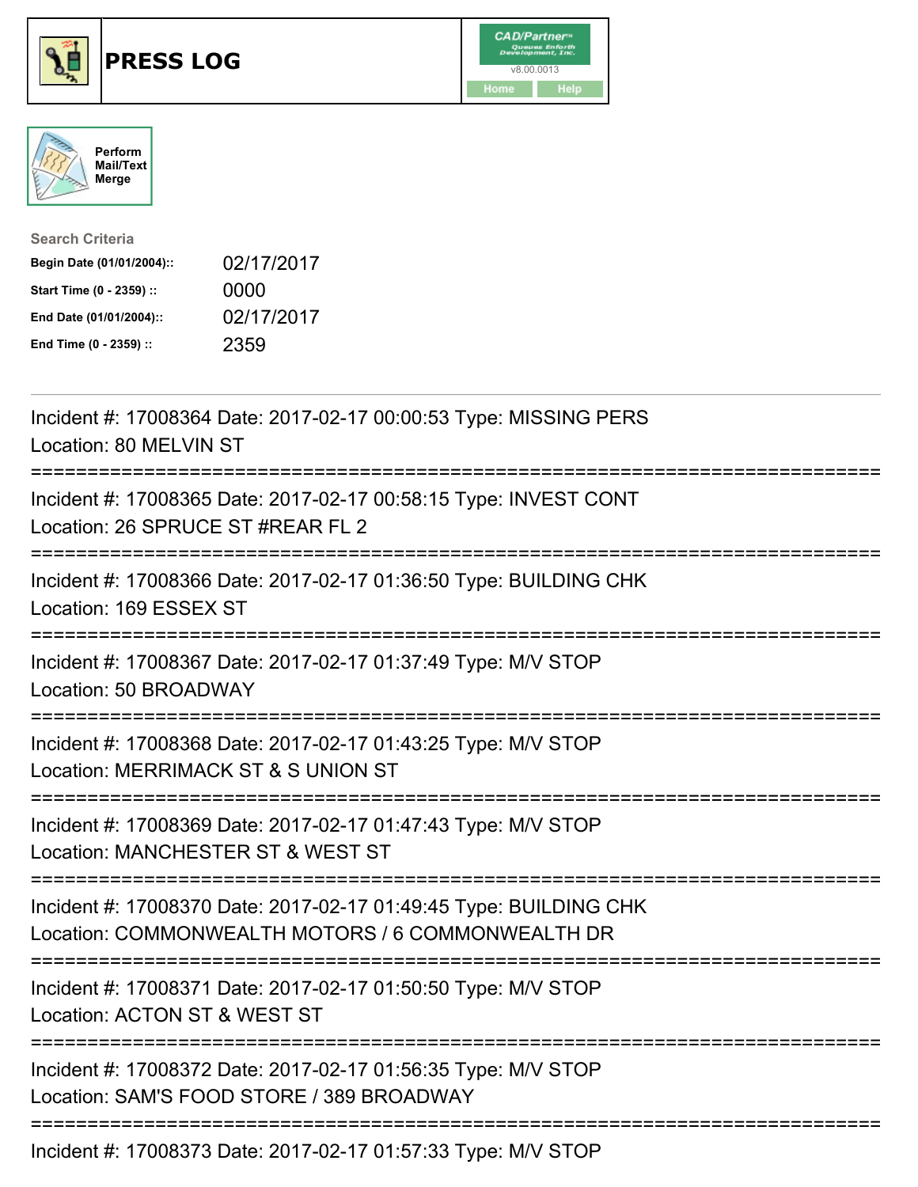# PRESS LOG

CAD/Partner™
Queues Enforth Development, Inc.
v8.00.0013
Home Help

Perform Mail/Text Merge

**Search Criteria**

| | |
|---|---|
| **Begin Date (01/01/2004)::** | 02/17/2017 |
| **Start Time (0 - 2359) ::** | 0000 |
| **End Date (01/01/2004)::** | 02/17/2017 |
| **End Time (0 - 2359) ::** | 2359 |

---

Incident #: 17008364 Date: 2017-02-17 00:00:53 Type: MISSING PERS
Location: 80 MELVIN ST

===========================================================================

Incident #: 17008365 Date: 2017-02-17 00:58:15 Type: INVEST CONT
Location: 26 SPRUCE ST #REAR FL 2

===========================================================================

Incident #: 17008366 Date: 2017-02-17 01:36:50 Type: BUILDING CHK
Location: 169 ESSEX ST

===========================================================================

Incident #: 17008367 Date: 2017-02-17 01:37:49 Type: M/V STOP
Location: 50 BROADWAY

===========================================================================

Incident #: 17008368 Date: 2017-02-17 01:43:25 Type: M/V STOP
Location: MERRIMACK ST & S UNION ST

===========================================================================

Incident #: 17008369 Date: 2017-02-17 01:47:43 Type: M/V STOP
Location: MANCHESTER ST & WEST ST

===========================================================================

Incident #: 17008370 Date: 2017-02-17 01:49:45 Type: BUILDING CHK
Location: COMMONWEALTH MOTORS / 6 COMMONWEALTH DR

===========================================================================

Incident #: 17008371 Date: 2017-02-17 01:50:50 Type: M/V STOP
Location: ACTON ST & WEST ST

===========================================================================

Incident #: 17008372 Date: 2017-02-17 01:56:35 Type: M/V STOP
Location: SAM'S FOOD STORE / 389 BROADWAY

===========================================================================

Incident #: 17008373 Date: 2017-02-17 01:57:33 Type: M/V STOP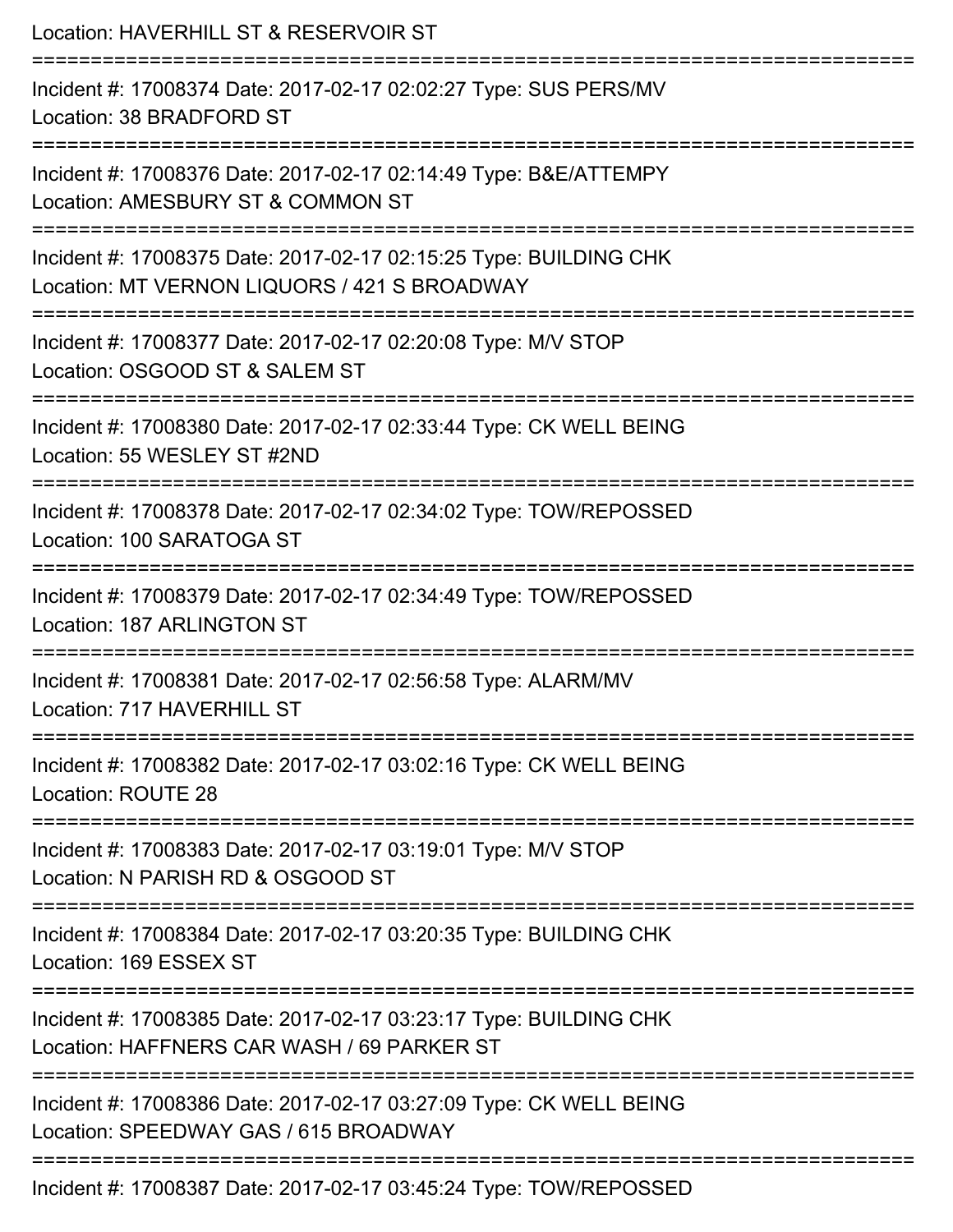Location: HAVERHILL ST & RESERVOIR ST

===========================================================================

Incident #: 17008374 Date: 2017-02-17 02:02:27 Type: SUS PERS/MV
Location: 38 BRADFORD ST

===========================================================================

Incident #: 17008376 Date: 2017-02-17 02:14:49 Type: B&E/ATTEMPY
Location: AMESBURY ST & COMMON ST

===========================================================================

Incident #: 17008375 Date: 2017-02-17 02:15:25 Type: BUILDING CHK
Location: MT VERNON LIQUORS / 421 S BROADWAY

===========================================================================

Incident #: 17008377 Date: 2017-02-17 02:20:08 Type: M/V STOP
Location: OSGOOD ST & SALEM ST

===========================================================================

Incident #: 17008380 Date: 2017-02-17 02:33:44 Type: CK WELL BEING
Location: 55 WESLEY ST #2ND

===========================================================================

Incident #: 17008378 Date: 2017-02-17 02:34:02 Type: TOW/REPOSSED
Location: 100 SARATOGA ST

===========================================================================

Incident #: 17008379 Date: 2017-02-17 02:34:49 Type: TOW/REPOSSED
Location: 187 ARLINGTON ST

===========================================================================

Incident #: 17008381 Date: 2017-02-17 02:56:58 Type: ALARM/MV
Location: 717 HAVERHILL ST

===========================================================================

Incident #: 17008382 Date: 2017-02-17 03:02:16 Type: CK WELL BEING
Location: ROUTE 28

===========================================================================

Incident #: 17008383 Date: 2017-02-17 03:19:01 Type: M/V STOP
Location: N PARISH RD & OSGOOD ST

===========================================================================

Incident #: 17008384 Date: 2017-02-17 03:20:35 Type: BUILDING CHK
Location: 169 ESSEX ST

===========================================================================

Incident #: 17008385 Date: 2017-02-17 03:23:17 Type: BUILDING CHK
Location: HAFFNERS CAR WASH / 69 PARKER ST

===========================================================================

Incident #: 17008386 Date: 2017-02-17 03:27:09 Type: CK WELL BEING
Location: SPEEDWAY GAS / 615 BROADWAY

===========================================================================

Incident #: 17008387 Date: 2017-02-17 03:45:24 Type: TOW/REPOSSED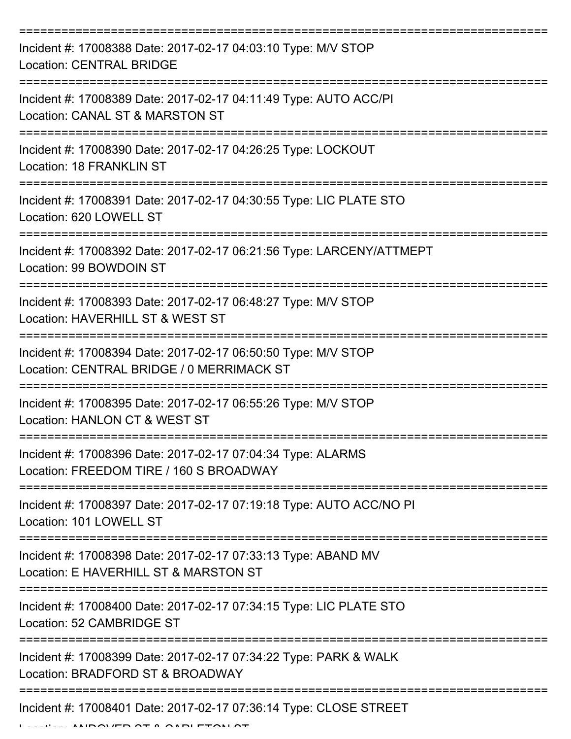===========================================================================

Incident #: 17008388 Date: 2017-02-17 04:03:10 Type: M/V STOP
Location: CENTRAL BRIDGE

===========================================================================

Incident #: 17008389 Date: 2017-02-17 04:11:49 Type: AUTO ACC/PI
Location: CANAL ST & MARSTON ST

===========================================================================

Incident #: 17008390 Date: 2017-02-17 04:26:25 Type: LOCKOUT
Location: 18 FRANKLIN ST

===========================================================================

Incident #: 17008391 Date: 2017-02-17 04:30:55 Type: LIC PLATE STO
Location: 620 LOWELL ST

===========================================================================

Incident #: 17008392 Date: 2017-02-17 06:21:56 Type: LARCENY/ATTMEPT
Location: 99 BOWDOIN ST

===========================================================================

Incident #: 17008393 Date: 2017-02-17 06:48:27 Type: M/V STOP
Location: HAVERHILL ST & WEST ST

===========================================================================

Incident #: 17008394 Date: 2017-02-17 06:50:50 Type: M/V STOP
Location: CENTRAL BRIDGE / 0 MERRIMACK ST

===========================================================================

Incident #: 17008395 Date: 2017-02-17 06:55:26 Type: M/V STOP
Location: HANLON CT & WEST ST

===========================================================================

Incident #: 17008396 Date: 2017-02-17 07:04:34 Type: ALARMS
Location: FREEDOM TIRE / 160 S BROADWAY

===========================================================================

Incident #: 17008397 Date: 2017-02-17 07:19:18 Type: AUTO ACC/NO PI
Location: 101 LOWELL ST

===========================================================================

Incident #: 17008398 Date: 2017-02-17 07:33:13 Type: ABAND MV
Location: E HAVERHILL ST & MARSTON ST

===========================================================================

Incident #: 17008400 Date: 2017-02-17 07:34:15 Type: LIC PLATE STO
Location: 52 CAMBRIDGE ST

===========================================================================

Incident #: 17008399 Date: 2017-02-17 07:34:22 Type: PARK & WALK
Location: BRADFORD ST & BROADWAY

===========================================================================

Incident #: 17008401 Date: 2017-02-17 07:36:14 Type: CLOSE STREET
Location: ANDOVER ST & CARLETON ST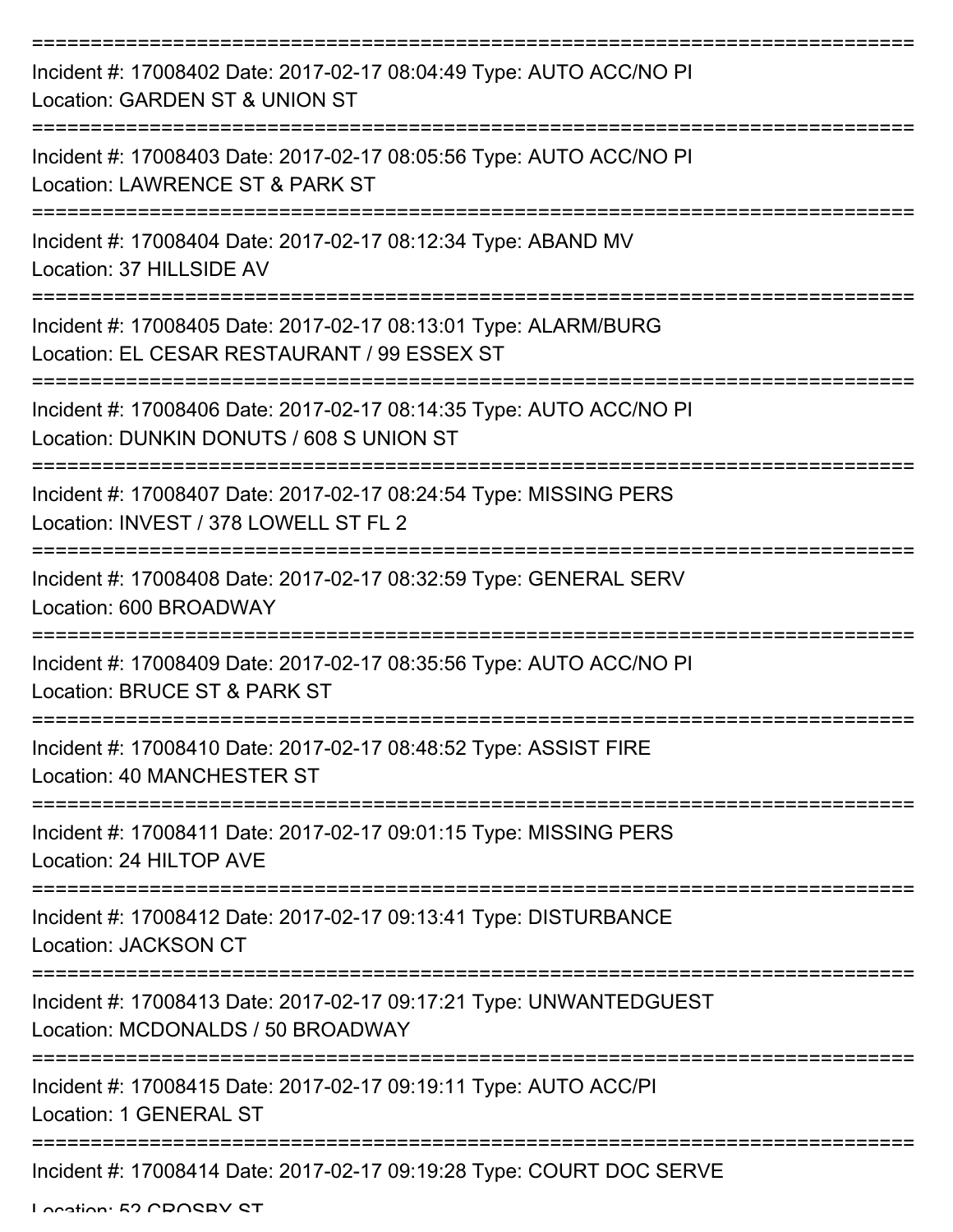===========================================================================

Incident #: 17008402 Date: 2017-02-17 08:04:49 Type: AUTO ACC/NO PI
Location: GARDEN ST & UNION ST

===========================================================================

Incident #: 17008403 Date: 2017-02-17 08:05:56 Type: AUTO ACC/NO PI
Location: LAWRENCE ST & PARK ST

===========================================================================

Incident #: 17008404 Date: 2017-02-17 08:12:34 Type: ABAND MV
Location: 37 HILLSIDE AV

===========================================================================

Incident #: 17008405 Date: 2017-02-17 08:13:01 Type: ALARM/BURG
Location: EL CESAR RESTAURANT / 99 ESSEX ST

===========================================================================

Incident #: 17008406 Date: 2017-02-17 08:14:35 Type: AUTO ACC/NO PI
Location: DUNKIN DONUTS / 608 S UNION ST

===========================================================================

Incident #: 17008407 Date: 2017-02-17 08:24:54 Type: MISSING PERS
Location: INVEST / 378 LOWELL ST FL 2

===========================================================================

Incident #: 17008408 Date: 2017-02-17 08:32:59 Type: GENERAL SERV
Location: 600 BROADWAY

===========================================================================

Incident #: 17008409 Date: 2017-02-17 08:35:56 Type: AUTO ACC/NO PI
Location: BRUCE ST & PARK ST

===========================================================================

Incident #: 17008410 Date: 2017-02-17 08:48:52 Type: ASSIST FIRE
Location: 40 MANCHESTER ST

===========================================================================

Incident #: 17008411 Date: 2017-02-17 09:01:15 Type: MISSING PERS
Location: 24 HILTOP AVE

===========================================================================

Incident #: 17008412 Date: 2017-02-17 09:13:41 Type: DISTURBANCE
Location: JACKSON CT

===========================================================================

Incident #: 17008413 Date: 2017-02-17 09:17:21 Type: UNWANTEDGUEST
Location: MCDONALDS / 50 BROADWAY

===========================================================================

Incident #: 17008415 Date: 2017-02-17 09:19:11 Type: AUTO ACC/PI
Location: 1 GENERAL ST

===========================================================================

Incident #: 17008414 Date: 2017-02-17 09:19:28 Type: COURT DOC SERVE
Location: 52 CROSBY ST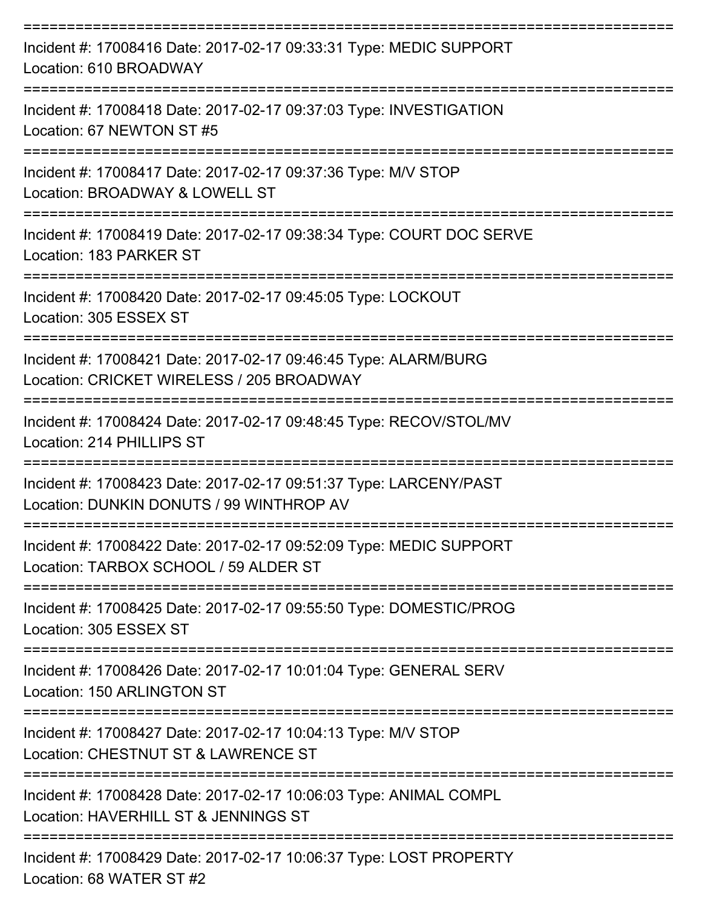===========================================================================

Incident #: 17008416 Date: 2017-02-17 09:33:31 Type: MEDIC SUPPORT
Location: 610 BROADWAY

===========================================================================

Incident #: 17008418 Date: 2017-02-17 09:37:03 Type: INVESTIGATION
Location: 67 NEWTON ST #5

===========================================================================

Incident #: 17008417 Date: 2017-02-17 09:37:36 Type: M/V STOP
Location: BROADWAY & LOWELL ST

===========================================================================

Incident #: 17008419 Date: 2017-02-17 09:38:34 Type: COURT DOC SERVE
Location: 183 PARKER ST

===========================================================================

Incident #: 17008420 Date: 2017-02-17 09:45:05 Type: LOCKOUT
Location: 305 ESSEX ST

===========================================================================

Incident #: 17008421 Date: 2017-02-17 09:46:45 Type: ALARM/BURG
Location: CRICKET WIRELESS / 205 BROADWAY

===========================================================================

Incident #: 17008424 Date: 2017-02-17 09:48:45 Type: RECOV/STOL/MV
Location: 214 PHILLIPS ST

===========================================================================

Incident #: 17008423 Date: 2017-02-17 09:51:37 Type: LARCENY/PAST
Location: DUNKIN DONUTS / 99 WINTHROP AV

===========================================================================

Incident #: 17008422 Date: 2017-02-17 09:52:09 Type: MEDIC SUPPORT
Location: TARBOX SCHOOL / 59 ALDER ST

===========================================================================

Incident #: 17008425 Date: 2017-02-17 09:55:50 Type: DOMESTIC/PROG
Location: 305 ESSEX ST

===========================================================================

Incident #: 17008426 Date: 2017-02-17 10:01:04 Type: GENERAL SERV
Location: 150 ARLINGTON ST

===========================================================================

Incident #: 17008427 Date: 2017-02-17 10:04:13 Type: M/V STOP
Location: CHESTNUT ST & LAWRENCE ST

===========================================================================

Incident #: 17008428 Date: 2017-02-17 10:06:03 Type: ANIMAL COMPL
Location: HAVERHILL ST & JENNINGS ST

===========================================================================

Incident #: 17008429 Date: 2017-02-17 10:06:37 Type: LOST PROPERTY
Location: 68 WATER ST #2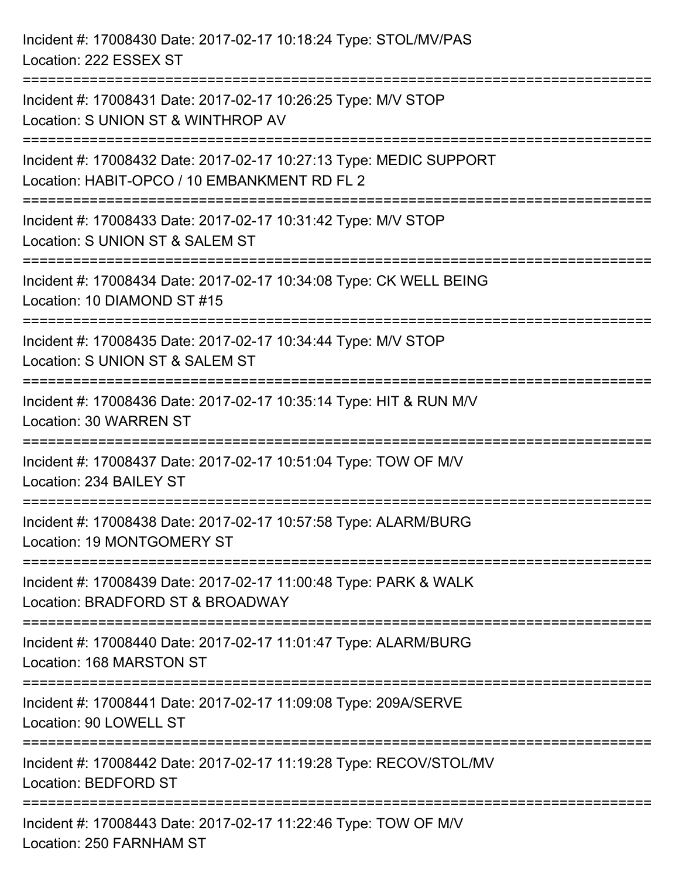Incident #: 17008430 Date: 2017-02-17 10:18:24 Type: STOL/MV/PAS
Location: 222 ESSEX ST

===========================================================================

Incident #: 17008431 Date: 2017-02-17 10:26:25 Type: M/V STOP
Location: S UNION ST & WINTHROP AV

===========================================================================

Incident #: 17008432 Date: 2017-02-17 10:27:13 Type: MEDIC SUPPORT
Location: HABIT-OPCO / 10 EMBANKMENT RD FL 2

===========================================================================

Incident #: 17008433 Date: 2017-02-17 10:31:42 Type: M/V STOP
Location: S UNION ST & SALEM ST

===========================================================================

Incident #: 17008434 Date: 2017-02-17 10:34:08 Type: CK WELL BEING
Location: 10 DIAMOND ST #15

===========================================================================

Incident #: 17008435 Date: 2017-02-17 10:34:44 Type: M/V STOP
Location: S UNION ST & SALEM ST

===========================================================================

Incident #: 17008436 Date: 2017-02-17 10:35:14 Type: HIT & RUN M/V
Location: 30 WARREN ST

===========================================================================

Incident #: 17008437 Date: 2017-02-17 10:51:04 Type: TOW OF M/V
Location: 234 BAILEY ST

===========================================================================

Incident #: 17008438 Date: 2017-02-17 10:57:58 Type: ALARM/BURG
Location: 19 MONTGOMERY ST

===========================================================================

Incident #: 17008439 Date: 2017-02-17 11:00:48 Type: PARK & WALK
Location: BRADFORD ST & BROADWAY

===========================================================================

Incident #: 17008440 Date: 2017-02-17 11:01:47 Type: ALARM/BURG
Location: 168 MARSTON ST

===========================================================================

Incident #: 17008441 Date: 2017-02-17 11:09:08 Type: 209A/SERVE
Location: 90 LOWELL ST

===========================================================================

Incident #: 17008442 Date: 2017-02-17 11:19:28 Type: RECOV/STOL/MV
Location: BEDFORD ST

===========================================================================

Incident #: 17008443 Date: 2017-02-17 11:22:46 Type: TOW OF M/V
Location: 250 FARNHAM ST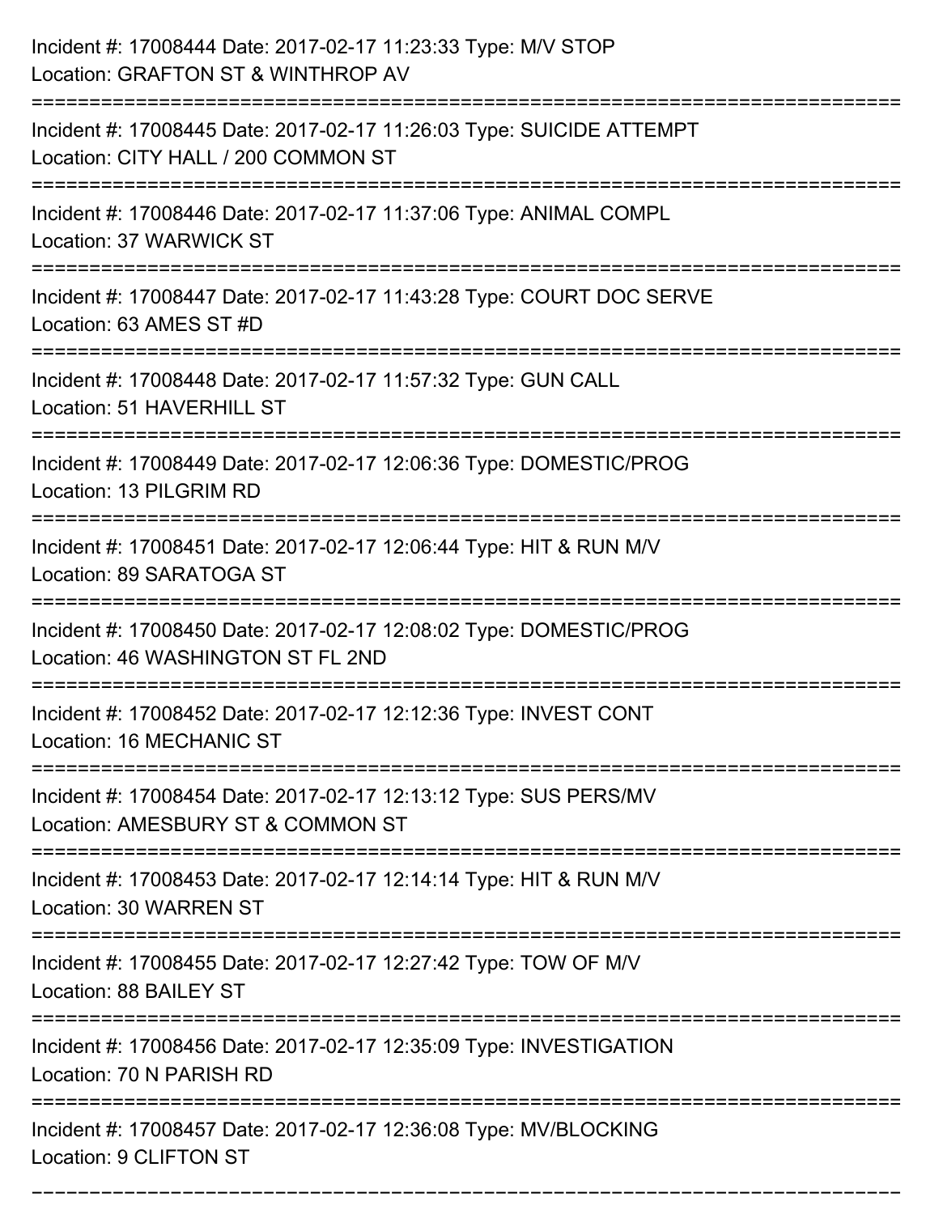Incident #: 17008444 Date: 2017-02-17 11:23:33 Type: M/V STOP
Location: GRAFTON ST & WINTHROP AV

===========================================================================

Incident #: 17008445 Date: 2017-02-17 11:26:03 Type: SUICIDE ATTEMPT
Location: CITY HALL / 200 COMMON ST

===========================================================================

Incident #: 17008446 Date: 2017-02-17 11:37:06 Type: ANIMAL COMPL
Location: 37 WARWICK ST

===========================================================================

Incident #: 17008447 Date: 2017-02-17 11:43:28 Type: COURT DOC SERVE
Location: 63 AMES ST #D

===========================================================================

Incident #: 17008448 Date: 2017-02-17 11:57:32 Type: GUN CALL
Location: 51 HAVERHILL ST

===========================================================================

Incident #: 17008449 Date: 2017-02-17 12:06:36 Type: DOMESTIC/PROG
Location: 13 PILGRIM RD

===========================================================================

Incident #: 17008451 Date: 2017-02-17 12:06:44 Type: HIT & RUN M/V
Location: 89 SARATOGA ST

===========================================================================

Incident #: 17008450 Date: 2017-02-17 12:08:02 Type: DOMESTIC/PROG
Location: 46 WASHINGTON ST FL 2ND

===========================================================================

Incident #: 17008452 Date: 2017-02-17 12:12:36 Type: INVEST CONT
Location: 16 MECHANIC ST

===========================================================================

Incident #: 17008454 Date: 2017-02-17 12:13:12 Type: SUS PERS/MV
Location: AMESBURY ST & COMMON ST

===========================================================================

Incident #: 17008453 Date: 2017-02-17 12:14:14 Type: HIT & RUN M/V
Location: 30 WARREN ST

===========================================================================

Incident #: 17008455 Date: 2017-02-17 12:27:42 Type: TOW OF M/V
Location: 88 BAILEY ST

===========================================================================

Incident #: 17008456 Date: 2017-02-17 12:35:09 Type: INVESTIGATION
Location: 70 N PARISH RD

===========================================================================

Incident #: 17008457 Date: 2017-02-17 12:36:08 Type: MV/BLOCKING
Location: 9 CLIFTON ST

===========================================================================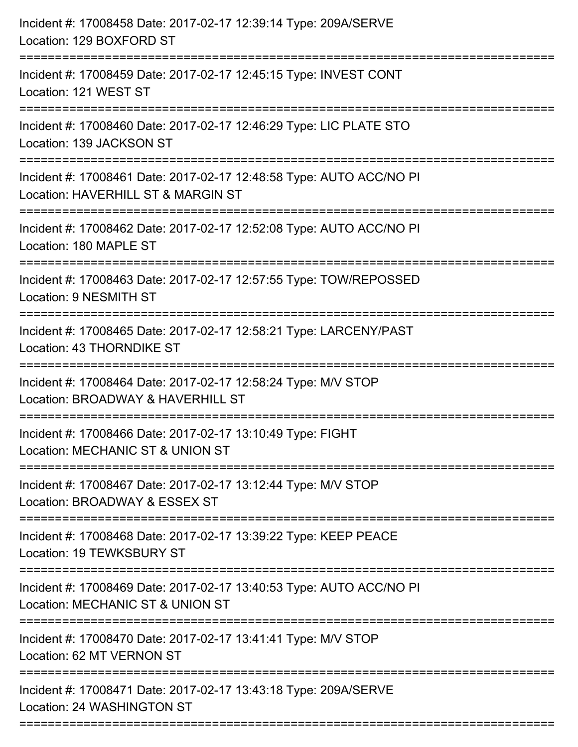Incident #: 17008458 Date: 2017-02-17 12:39:14 Type: 209A/SERVE
Location: 129 BOXFORD ST

===========================================================================

Incident #: 17008459 Date: 2017-02-17 12:45:15 Type: INVEST CONT
Location: 121 WEST ST

===========================================================================

Incident #: 17008460 Date: 2017-02-17 12:46:29 Type: LIC PLATE STO
Location: 139 JACKSON ST

===========================================================================

Incident #: 17008461 Date: 2017-02-17 12:48:58 Type: AUTO ACC/NO PI
Location: HAVERHILL ST & MARGIN ST

===========================================================================

Incident #: 17008462 Date: 2017-02-17 12:52:08 Type: AUTO ACC/NO PI
Location: 180 MAPLE ST

===========================================================================

Incident #: 17008463 Date: 2017-02-17 12:57:55 Type: TOW/REPOSSED
Location: 9 NESMITH ST

===========================================================================

Incident #: 17008465 Date: 2017-02-17 12:58:21 Type: LARCENY/PAST
Location: 43 THORNDIKE ST

===========================================================================

Incident #: 17008464 Date: 2017-02-17 12:58:24 Type: M/V STOP
Location: BROADWAY & HAVERHILL ST

===========================================================================

Incident #: 17008466 Date: 2017-02-17 13:10:49 Type: FIGHT
Location: MECHANIC ST & UNION ST

===========================================================================

Incident #: 17008467 Date: 2017-02-17 13:12:44 Type: M/V STOP
Location: BROADWAY & ESSEX ST

===========================================================================

Incident #: 17008468 Date: 2017-02-17 13:39:22 Type: KEEP PEACE
Location: 19 TEWKSBURY ST

===========================================================================

Incident #: 17008469 Date: 2017-02-17 13:40:53 Type: AUTO ACC/NO PI
Location: MECHANIC ST & UNION ST

===========================================================================

Incident #: 17008470 Date: 2017-02-17 13:41:41 Type: M/V STOP
Location: 62 MT VERNON ST

===========================================================================

Incident #: 17008471 Date: 2017-02-17 13:43:18 Type: 209A/SERVE
Location: 24 WASHINGTON ST

===========================================================================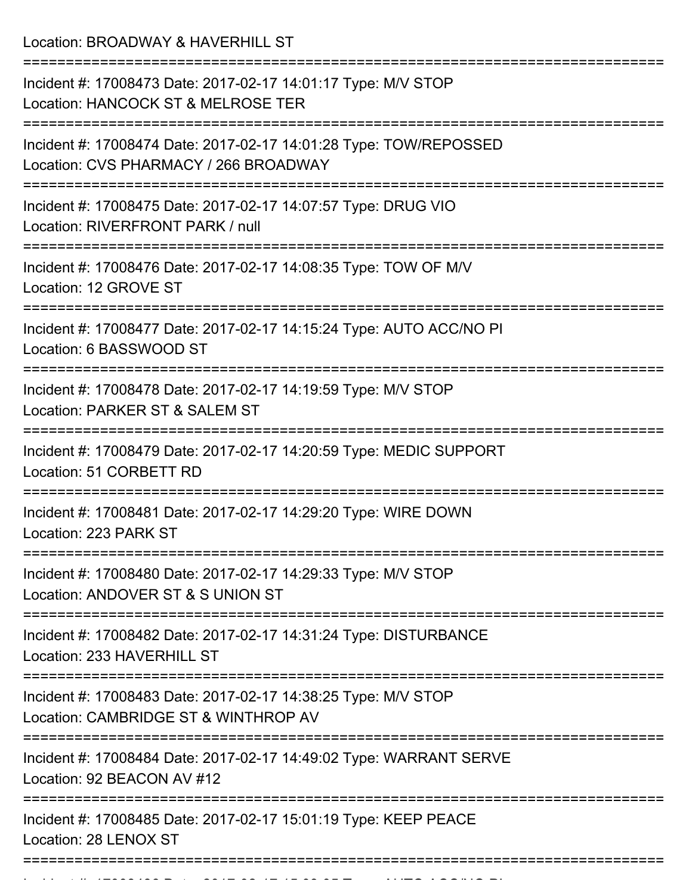Location: BROADWAY & HAVERHILL ST

===========================================================================

Incident #: 17008473 Date: 2017-02-17 14:01:17 Type: M/V STOP
Location: HANCOCK ST & MELROSE TER

===========================================================================

Incident #: 17008474 Date: 2017-02-17 14:01:28 Type: TOW/REPOSSED
Location: CVS PHARMACY / 266 BROADWAY

===========================================================================

Incident #: 17008475 Date: 2017-02-17 14:07:57 Type: DRUG VIO
Location: RIVERFRONT PARK / null

===========================================================================

Incident #: 17008476 Date: 2017-02-17 14:08:35 Type: TOW OF M/V
Location: 12 GROVE ST

===========================================================================

Incident #: 17008477 Date: 2017-02-17 14:15:24 Type: AUTO ACC/NO PI
Location: 6 BASSWOOD ST

===========================================================================

Incident #: 17008478 Date: 2017-02-17 14:19:59 Type: M/V STOP
Location: PARKER ST & SALEM ST

===========================================================================

Incident #: 17008479 Date: 2017-02-17 14:20:59 Type: MEDIC SUPPORT
Location: 51 CORBETT RD

===========================================================================

Incident #: 17008481 Date: 2017-02-17 14:29:20 Type: WIRE DOWN
Location: 223 PARK ST

===========================================================================

Incident #: 17008480 Date: 2017-02-17 14:29:33 Type: M/V STOP
Location: ANDOVER ST & S UNION ST

===========================================================================

Incident #: 17008482 Date: 2017-02-17 14:31:24 Type: DISTURBANCE
Location: 233 HAVERHILL ST

===========================================================================

Incident #: 17008483 Date: 2017-02-17 14:38:25 Type: M/V STOP
Location: CAMBRIDGE ST & WINTHROP AV

===========================================================================

Incident #: 17008484 Date: 2017-02-17 14:49:02 Type: WARRANT SERVE
Location: 92 BEACON AV #12

===========================================================================

Incident #: 17008485 Date: 2017-02-17 15:01:19 Type: KEEP PEACE
Location: 28 LENOX ST

===========================================================================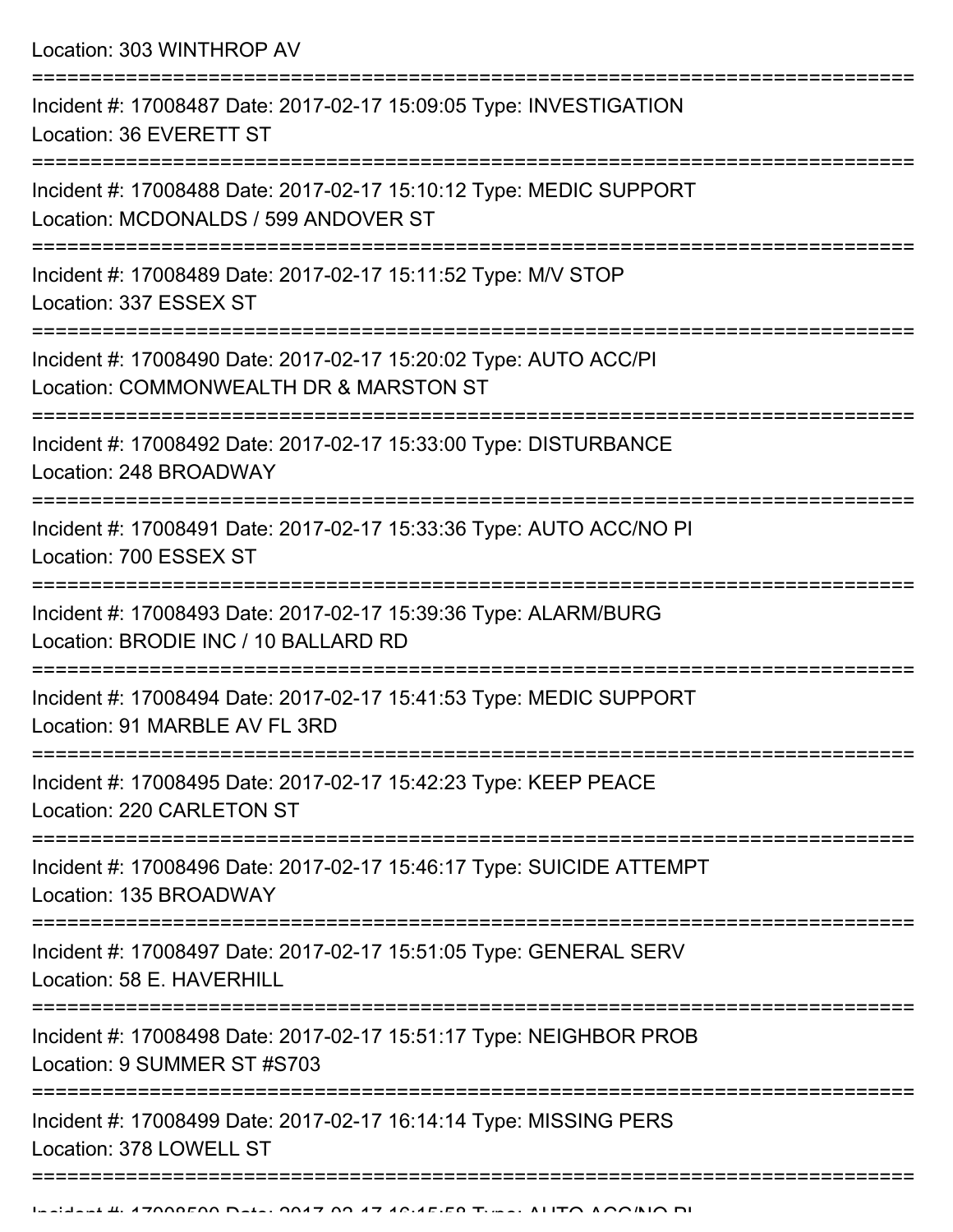Location: 303 WINTHROP AV

===========================================================================

Incident #: 17008487 Date: 2017-02-17 15:09:05 Type: INVESTIGATION
Location: 36 EVERETT ST

===========================================================================

Incident #: 17008488 Date: 2017-02-17 15:10:12 Type: MEDIC SUPPORT
Location: MCDONALDS / 599 ANDOVER ST

===========================================================================

Incident #: 17008489 Date: 2017-02-17 15:11:52 Type: M/V STOP
Location: 337 ESSEX ST

===========================================================================

Incident #: 17008490 Date: 2017-02-17 15:20:02 Type: AUTO ACC/PI
Location: COMMONWEALTH DR & MARSTON ST

===========================================================================

Incident #: 17008492 Date: 2017-02-17 15:33:00 Type: DISTURBANCE
Location: 248 BROADWAY

===========================================================================

Incident #: 17008491 Date: 2017-02-17 15:33:36 Type: AUTO ACC/NO PI
Location: 700 ESSEX ST

===========================================================================

Incident #: 17008493 Date: 2017-02-17 15:39:36 Type: ALARM/BURG
Location: BRODIE INC / 10 BALLARD RD

===========================================================================

Incident #: 17008494 Date: 2017-02-17 15:41:53 Type: MEDIC SUPPORT
Location: 91 MARBLE AV FL 3RD

===========================================================================

Incident #: 17008495 Date: 2017-02-17 15:42:23 Type: KEEP PEACE
Location: 220 CARLETON ST

===========================================================================

Incident #: 17008496 Date: 2017-02-17 15:46:17 Type: SUICIDE ATTEMPT
Location: 135 BROADWAY

===========================================================================

Incident #: 17008497 Date: 2017-02-17 15:51:05 Type: GENERAL SERV
Location: 58 E. HAVERHILL

===========================================================================

Incident #: 17008498 Date: 2017-02-17 15:51:17 Type: NEIGHBOR PROB
Location: 9 SUMMER ST #S703

===========================================================================

Incident #: 17008499 Date: 2017-02-17 16:14:14 Type: MISSING PERS
Location: 378 LOWELL ST

===========================================================================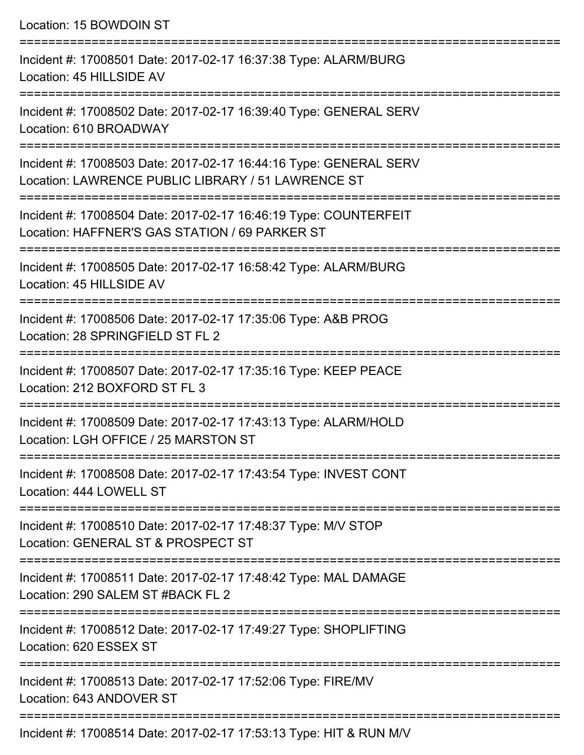Location: 15 BOWDOIN ST

===========================================================================

Incident #: 17008501 Date: 2017-02-17 16:37:38 Type: ALARM/BURG
Location: 45 HILLSIDE AV

===========================================================================

Incident #: 17008502 Date: 2017-02-17 16:39:40 Type: GENERAL SERV
Location: 610 BROADWAY

===========================================================================

Incident #: 17008503 Date: 2017-02-17 16:44:16 Type: GENERAL SERV
Location: LAWRENCE PUBLIC LIBRARY / 51 LAWRENCE ST

===========================================================================

Incident #: 17008504 Date: 2017-02-17 16:46:19 Type: COUNTERFEIT
Location: HAFFNER'S GAS STATION / 69 PARKER ST

===========================================================================

Incident #: 17008505 Date: 2017-02-17 16:58:42 Type: ALARM/BURG
Location: 45 HILLSIDE AV

===========================================================================

Incident #: 17008506 Date: 2017-02-17 17:35:06 Type: A&B PROG
Location: 28 SPRINGFIELD ST FL 2

===========================================================================

Incident #: 17008507 Date: 2017-02-17 17:35:16 Type: KEEP PEACE
Location: 212 BOXFORD ST FL 3

===========================================================================

Incident #: 17008509 Date: 2017-02-17 17:43:13 Type: ALARM/HOLD
Location: LGH OFFICE / 25 MARSTON ST

===========================================================================

Incident #: 17008508 Date: 2017-02-17 17:43:54 Type: INVEST CONT
Location: 444 LOWELL ST

===========================================================================

Incident #: 17008510 Date: 2017-02-17 17:48:37 Type: M/V STOP
Location: GENERAL ST & PROSPECT ST

===========================================================================

Incident #: 17008511 Date: 2017-02-17 17:48:42 Type: MAL DAMAGE
Location: 290 SALEM ST #BACK FL 2

===========================================================================

Incident #: 17008512 Date: 2017-02-17 17:49:27 Type: SHOPLIFTING
Location: 620 ESSEX ST

===========================================================================

Incident #: 17008513 Date: 2017-02-17 17:52:06 Type: FIRE/MV
Location: 643 ANDOVER ST

===========================================================================

Incident #: 17008514 Date: 2017-02-17 17:53:13 Type: HIT & RUN M/V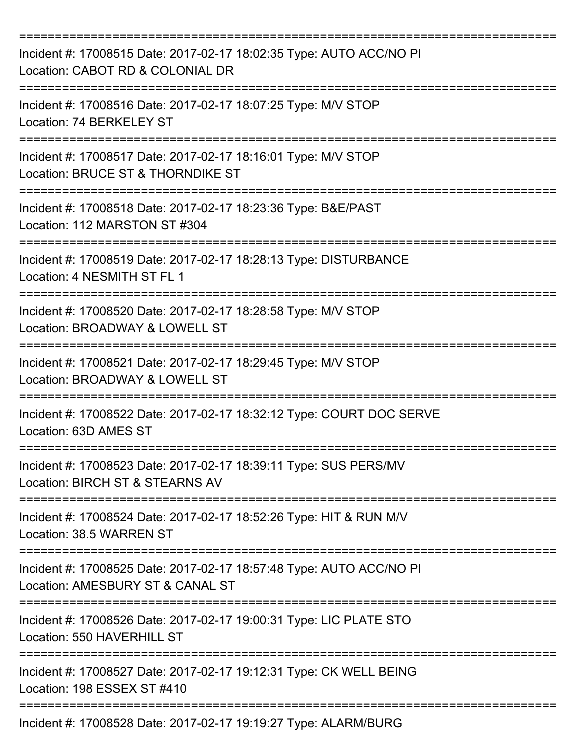===========================================================================

Incident #: 17008515 Date: 2017-02-17 18:02:35 Type: AUTO ACC/NO PI
Location: CABOT RD & COLONIAL DR

===========================================================================

Incident #: 17008516 Date: 2017-02-17 18:07:25 Type: M/V STOP
Location: 74 BERKELEY ST

===========================================================================

Incident #: 17008517 Date: 2017-02-17 18:16:01 Type: M/V STOP
Location: BRUCE ST & THORNDIKE ST

===========================================================================

Incident #: 17008518 Date: 2017-02-17 18:23:36 Type: B&E/PAST
Location: 112 MARSTON ST #304

===========================================================================

Incident #: 17008519 Date: 2017-02-17 18:28:13 Type: DISTURBANCE
Location: 4 NESMITH ST FL 1

===========================================================================

Incident #: 17008520 Date: 2017-02-17 18:28:58 Type: M/V STOP
Location: BROADWAY & LOWELL ST

===========================================================================

Incident #: 17008521 Date: 2017-02-17 18:29:45 Type: M/V STOP
Location: BROADWAY & LOWELL ST

===========================================================================

Incident #: 17008522 Date: 2017-02-17 18:32:12 Type: COURT DOC SERVE
Location: 63D AMES ST

===========================================================================

Incident #: 17008523 Date: 2017-02-17 18:39:11 Type: SUS PERS/MV
Location: BIRCH ST & STEARNS AV

===========================================================================

Incident #: 17008524 Date: 2017-02-17 18:52:26 Type: HIT & RUN M/V
Location: 38.5 WARREN ST

===========================================================================

Incident #: 17008525 Date: 2017-02-17 18:57:48 Type: AUTO ACC/NO PI
Location: AMESBURY ST & CANAL ST

===========================================================================

Incident #: 17008526 Date: 2017-02-17 19:00:31 Type: LIC PLATE STO
Location: 550 HAVERHILL ST

===========================================================================

Incident #: 17008527 Date: 2017-02-17 19:12:31 Type: CK WELL BEING
Location: 198 ESSEX ST #410

===========================================================================

Incident #: 17008528 Date: 2017-02-17 19:19:27 Type: ALARM/BURG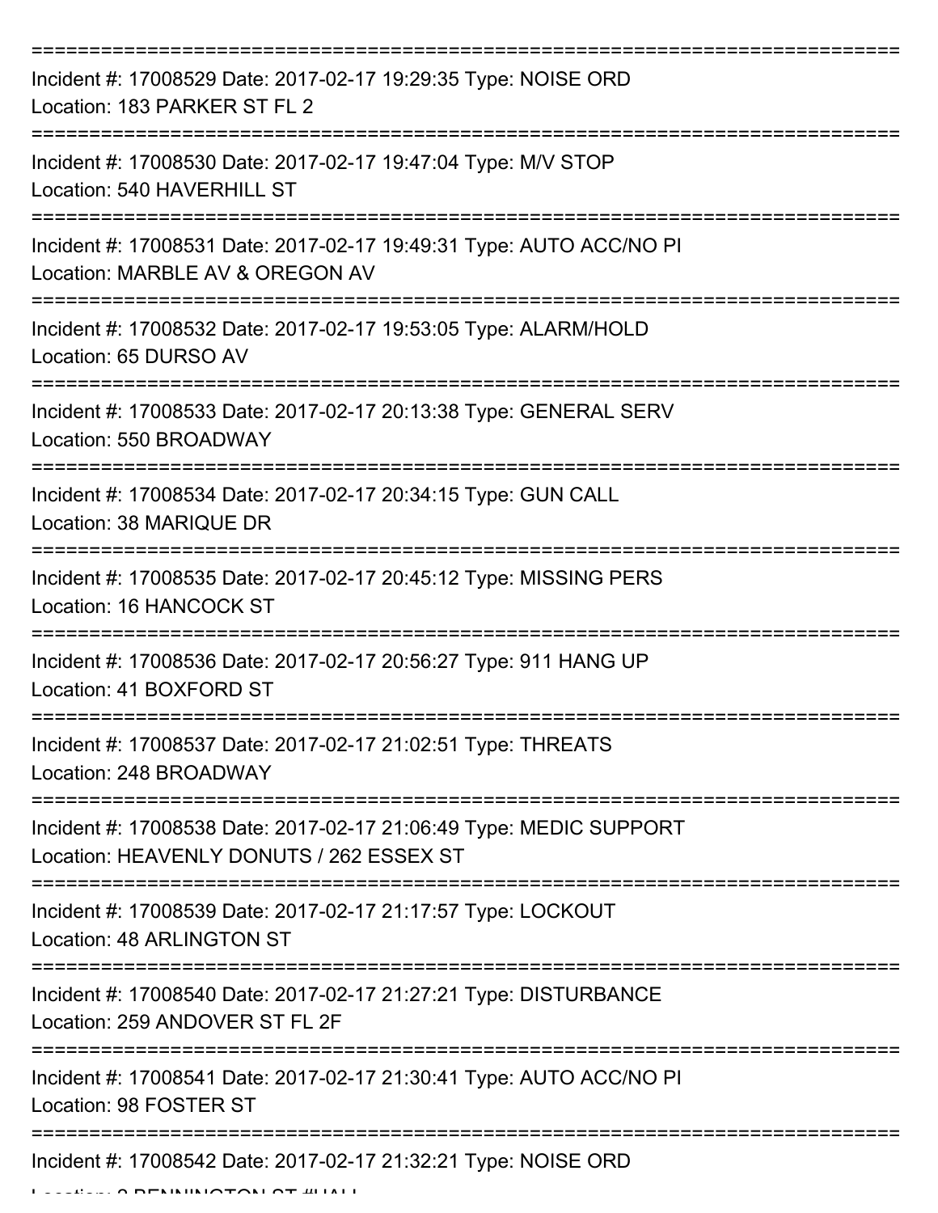===========================================================================

Incident #: 17008529 Date: 2017-02-17 19:29:35 Type: NOISE ORD
Location: 183 PARKER ST FL 2

===========================================================================

Incident #: 17008530 Date: 2017-02-17 19:47:04 Type: M/V STOP
Location: 540 HAVERHILL ST

===========================================================================

Incident #: 17008531 Date: 2017-02-17 19:49:31 Type: AUTO ACC/NO PI
Location: MARBLE AV & OREGON AV

===========================================================================

Incident #: 17008532 Date: 2017-02-17 19:53:05 Type: ALARM/HOLD
Location: 65 DURSO AV

===========================================================================

Incident #: 17008533 Date: 2017-02-17 20:13:38 Type: GENERAL SERV
Location: 550 BROADWAY

===========================================================================

Incident #: 17008534 Date: 2017-02-17 20:34:15 Type: GUN CALL
Location: 38 MARIQUE DR

===========================================================================

Incident #: 17008535 Date: 2017-02-17 20:45:12 Type: MISSING PERS
Location: 16 HANCOCK ST

===========================================================================

Incident #: 17008536 Date: 2017-02-17 20:56:27 Type: 911 HANG UP
Location: 41 BOXFORD ST

===========================================================================

Incident #: 17008537 Date: 2017-02-17 21:02:51 Type: THREATS
Location: 248 BROADWAY

===========================================================================

Incident #: 17008538 Date: 2017-02-17 21:06:49 Type: MEDIC SUPPORT
Location: HEAVENLY DONUTS / 262 ESSEX ST

===========================================================================

Incident #: 17008539 Date: 2017-02-17 21:17:57 Type: LOCKOUT
Location: 48 ARLINGTON ST

===========================================================================

Incident #: 17008540 Date: 2017-02-17 21:27:21 Type: DISTURBANCE
Location: 259 ANDOVER ST FL 2F

===========================================================================

Incident #: 17008541 Date: 2017-02-17 21:30:41 Type: AUTO ACC/NO PI
Location: 98 FOSTER ST

===========================================================================

Incident #: 17008542 Date: 2017-02-17 21:32:21 Type: NOISE ORD
Location: 2 BENNINGTON ST #HALL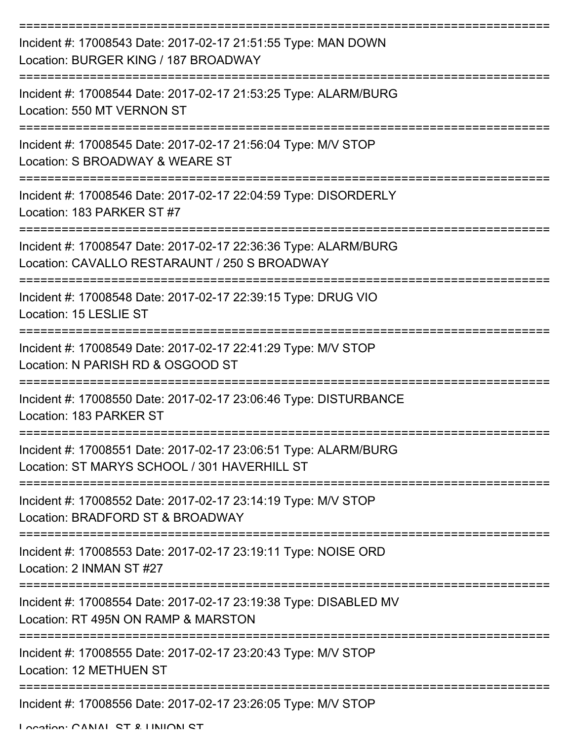===========================================================================

Incident #: 17008543 Date: 2017-02-17 21:51:55 Type: MAN DOWN
Location: BURGER KING / 187 BROADWAY

===========================================================================

Incident #: 17008544 Date: 2017-02-17 21:53:25 Type: ALARM/BURG
Location: 550 MT VERNON ST

===========================================================================

Incident #: 17008545 Date: 2017-02-17 21:56:04 Type: M/V STOP
Location: S BROADWAY & WEARE ST

===========================================================================

Incident #: 17008546 Date: 2017-02-17 22:04:59 Type: DISORDERLY
Location: 183 PARKER ST #7

===========================================================================

Incident #: 17008547 Date: 2017-02-17 22:36:36 Type: ALARM/BURG
Location: CAVALLO RESTARAUNT / 250 S BROADWAY

===========================================================================

Incident #: 17008548 Date: 2017-02-17 22:39:15 Type: DRUG VIO
Location: 15 LESLIE ST

===========================================================================

Incident #: 17008549 Date: 2017-02-17 22:41:29 Type: M/V STOP
Location: N PARISH RD & OSGOOD ST

===========================================================================

Incident #: 17008550 Date: 2017-02-17 23:06:46 Type: DISTURBANCE
Location: 183 PARKER ST

===========================================================================

Incident #: 17008551 Date: 2017-02-17 23:06:51 Type: ALARM/BURG
Location: ST MARYS SCHOOL / 301 HAVERHILL ST

===========================================================================

Incident #: 17008552 Date: 2017-02-17 23:14:19 Type: M/V STOP
Location: BRADFORD ST & BROADWAY

===========================================================================

Incident #: 17008553 Date: 2017-02-17 23:19:11 Type: NOISE ORD
Location: 2 INMAN ST #27

===========================================================================

Incident #: 17008554 Date: 2017-02-17 23:19:38 Type: DISABLED MV
Location: RT 495N ON RAMP & MARSTON

===========================================================================

Incident #: 17008555 Date: 2017-02-17 23:20:43 Type: M/V STOP
Location: 12 METHUEN ST

===========================================================================

Incident #: 17008556 Date: 2017-02-17 23:26:05 Type: M/V STOP
Location: CANAL ST & UNION ST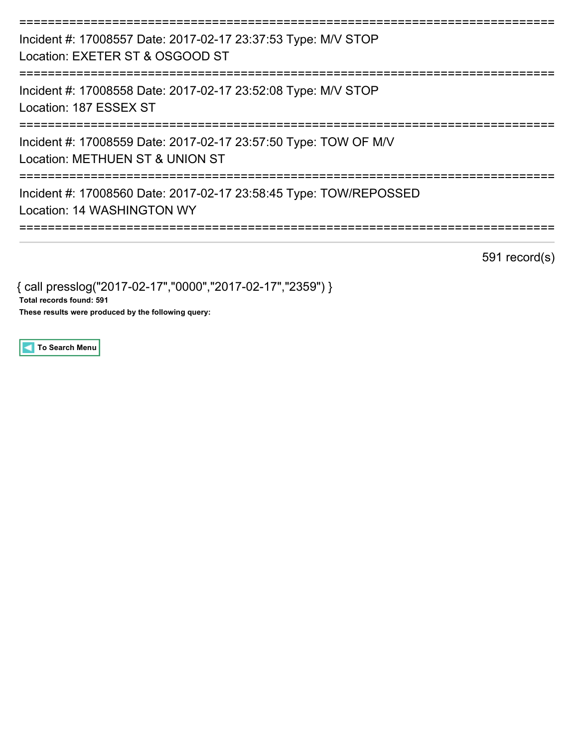===========================================================================

Incident #: 17008557 Date: 2017-02-17 23:37:53 Type: M/V STOP
Location: EXETER ST & OSGOOD ST

===========================================================================

Incident #: 17008558 Date: 2017-02-17 23:52:08 Type: M/V STOP
Location: 187 ESSEX ST

===========================================================================

Incident #: 17008559 Date: 2017-02-17 23:57:50 Type: TOW OF M/V
Location: METHUEN ST & UNION ST

===========================================================================

Incident #: 17008560 Date: 2017-02-17 23:58:45 Type: TOW/REPOSSED
Location: 14 WASHINGTON WY

===========================================================================

591 record(s)

{ call presslog("2017-02-17","0000","2017-02-17","2359") }

**Total records found: 591**

**These results were produced by the following query:**

**To Search Menu**